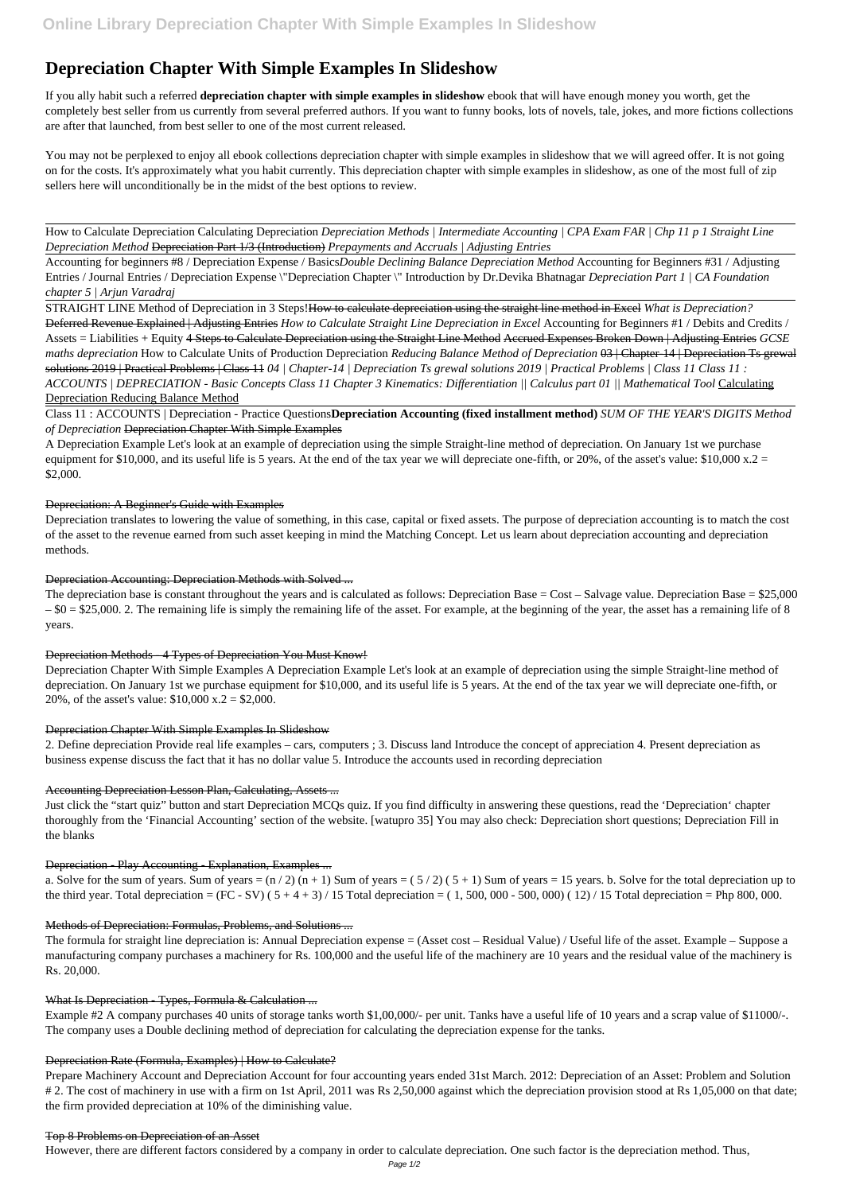# Depreciation Chapter With Simple Examples In Slideshow

If you ally habit such a referred **depreciation chapter with simple examples in slideshow** ebook that will have enough money you worth, get the completely best seller from us currently from several preferred authors. If you want to funny books, lots of novels, tale, jokes, and more fictions collections are after that launched, from best seller to one of the most current released.

You may not be perplexed to enjoy all ebook collections depreciation chapter with simple examples in slideshow that we will agreed offer. It is not going on for the costs. It's approximately what you habit currently. This depreciation chapter with simple examples in slideshow, as one of the most full of zip sellers here will unconditionally be in the midst of the best options to review.

---

How to Calculate Depreciation Calculating Depreciation *Depreciation Methods | Intermediate Accounting | CPA Exam FAR | Chp 11 p 1 Straight Line Depreciation Method* ~~Depreciation Part 1/3 (Introduction)~~ *Prepayments and Accruals | Adjusting Entries*

Accounting for beginners #8 / Depreciation Expense / Basics*Double Declining Balance Depreciation Method* Accounting for Beginners #31 / Adjusting Entries / Journal Entries / Depreciation Expense \"Depreciation Chapter \" Introduction by Dr.Devika Bhatnagar *Depreciation Part 1 | CA Foundation chapter 5 | Arjun Varadraj*

STRAIGHT LINE Method of Depreciation in 3 Steps!~~How to calculate depreciation using the straight line method in Excel~~ *What is Depreciation?* ~~Deferred Revenue Explained | Adjusting Entries~~ *How to Calculate Straight Line Depreciation in Excel* Accounting for Beginners #1 / Debits and Credits / Assets = Liabilities + Equity ~~4 Steps to Calculate Depreciation using the Straight Line Method~~ ~~Accrued Expenses Broken Down | Adjusting Entries~~ *GCSE maths depreciation* How to Calculate Units of Production Depreciation *Reducing Balance Method of Depreciation* ~~03 | Chapter-14 | Depreciation Ts grewal solutions 2019 | Practical Problems | Class 11~~ *04 | Chapter-14 | Depreciation Ts grewal solutions 2019 | Practical Problems | Class 11 Class 11 : ACCOUNTS | DEPRECIATION - Basic Concepts Class 11 Chapter 3 Kinematics: Differentiation || Calculus part 01 || Mathematical Tool* Calculating Depreciation Reducing Balance Method

Class 11 : ACCOUNTS | Depreciation - Practice Questions**Depreciation Accounting (fixed installment method)** *SUM OF THE YEAR'S DIGITS Method of Depreciation* ~~Depreciation Chapter With Simple Examples~~

A Depreciation Example Let's look at an example of depreciation using the simple Straight-line method of depreciation. On January 1st we purchase equipment for $10,000, and its useful life is 5 years. At the end of the tax year we will depreciate one-fifth, or 20%, of the asset's value: $10,000 x.2 = $2,000.

~~Depreciation: A Beginner's Guide with Examples~~

Depreciation translates to lowering the value of something, in this case, capital or fixed assets. The purpose of depreciation accounting is to match the cost of the asset to the revenue earned from such asset keeping in mind the Matching Concept. Let us learn about depreciation accounting and depreciation methods.

~~Depreciation Accounting: Depreciation Methods with Solved ...~~

The depreciation base is constant throughout the years and is calculated as follows: Depreciation Base = Cost – Salvage value. Depreciation Base = $25,000 – $0 = $25,000. 2. The remaining life is simply the remaining life of the asset. For example, at the beginning of the year, the asset has a remaining life of 8 years.

~~Depreciation Methods - 4 Types of Depreciation You Must Know!~~

Depreciation Chapter With Simple Examples A Depreciation Example Let's look at an example of depreciation using the simple Straight-line method of depreciation. On January 1st we purchase equipment for $10,000, and its useful life is 5 years. At the end of the tax year we will depreciate one-fifth, or 20%, of the asset's value: $10,000 x.2 = $2,000.

~~Depreciation Chapter With Simple Examples In Slideshow~~

2. Define depreciation Provide real life examples – cars, computers ; 3. Discuss land Introduce the concept of appreciation 4. Present depreciation as business expense discuss the fact that it has no dollar value 5. Introduce the accounts used in recording depreciation

~~Accounting Depreciation Lesson Plan, Calculating, Assets ...~~

Just click the "start quiz" button and start Depreciation MCQs quiz. If you find difficulty in answering these questions, read the 'Depreciation' chapter thoroughly from the 'Financial Accounting' section of the website. [watupro 35] You may also check: Depreciation short questions; Depreciation Fill in the blanks

~~Depreciation - Play Accounting - Explanation, Examples ...~~

a. Solve for the sum of years. Sum of years = (n / 2) (n + 1) Sum of years = ( 5 / 2) ( 5 + 1) Sum of years = 15 years. b. Solve for the total depreciation up to the third year. Total depreciation = (FC - SV) ( 5 + 4 + 3) / 15 Total depreciation = ( 1, 500, 000 - 500, 000) ( 12) / 15 Total depreciation = Php 800, 000.

~~Methods of Depreciation: Formulas, Problems, and Solutions ...~~

The formula for straight line depreciation is: Annual Depreciation expense = (Asset cost – Residual Value) / Useful life of the asset. Example – Suppose a manufacturing company purchases a machinery for Rs. 100,000 and the useful life of the machinery are 10 years and the residual value of the machinery is Rs. 20,000.

~~What Is Depreciation - Types, Formula & Calculation ...~~

Example #2 A company purchases 40 units of storage tanks worth $1,00,000/- per unit. Tanks have a useful life of 10 years and a scrap value of $11000/-. The company uses a Double declining method of depreciation for calculating the depreciation expense for the tanks.

~~Depreciation Rate (Formula, Examples) | How to Calculate?~~

Prepare Machinery Account and Depreciation Account for four accounting years ended 31st March. 2012: Depreciation of an Asset: Problem and Solution # 2. The cost of machinery in use with a firm on 1st April, 2011 was Rs 2,50,000 against which the depreciation provision stood at Rs 1,05,000 on that date; the firm provided depreciation at 10% of the diminishing value.

~~Top 8 Problems on Depreciation of an Asset~~

However, there are different factors considered by a company in order to calculate depreciation. One such factor is the depreciation method. Thus,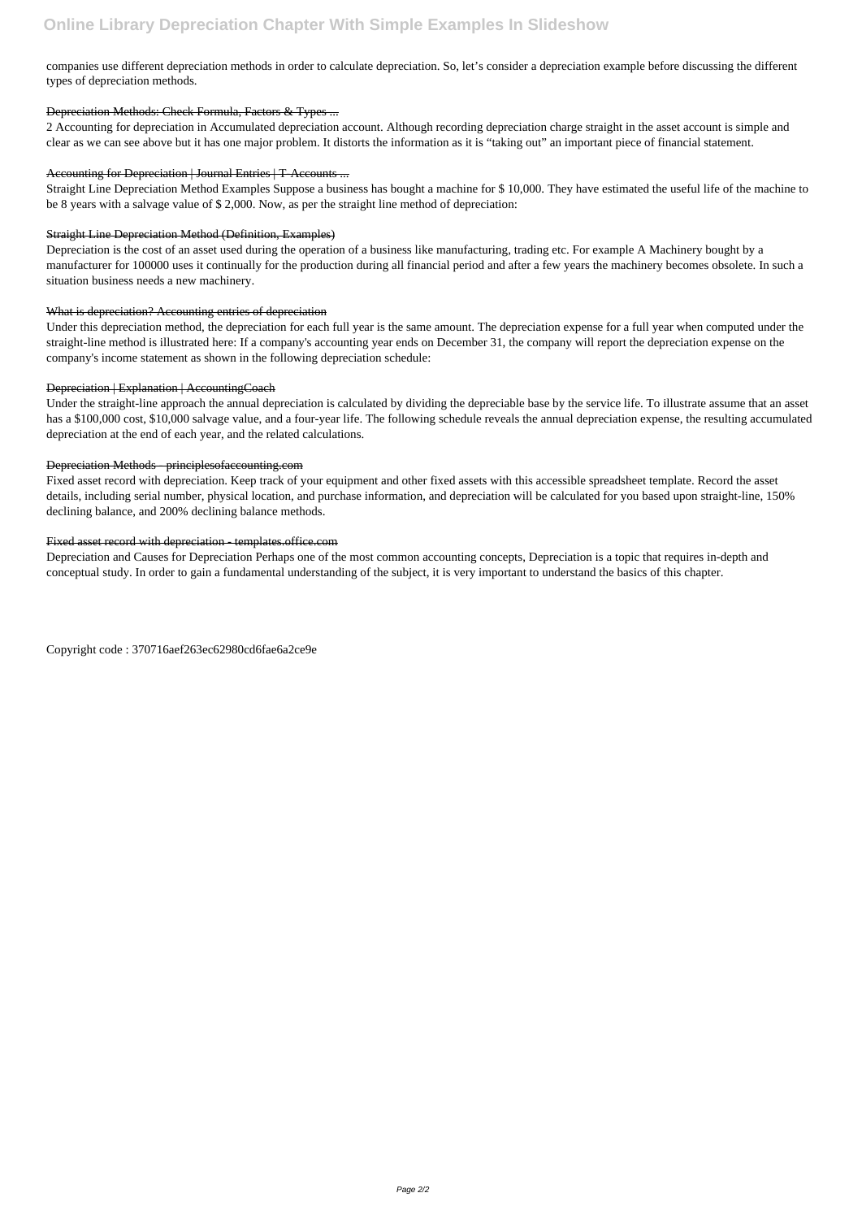companies use different depreciation methods in order to calculate depreciation. So, let's consider a depreciation example before discussing the different types of depreciation methods.

~~Depreciation Methods: Check Formula, Factors & Types ...~~

2 Accounting for depreciation in Accumulated depreciation account. Although recording depreciation charge straight in the asset account is simple and clear as we can see above but it has one major problem. It distorts the information as it is "taking out" an important piece of financial statement.

~~Accounting for Depreciation | Journal Entries | T-Accounts ...~~

Straight Line Depreciation Method Examples Suppose a business has bought a machine for $ 10,000. They have estimated the useful life of the machine to be 8 years with a salvage value of $ 2,000. Now, as per the straight line method of depreciation:

~~Straight Line Depreciation Method (Definition, Examples)~~

Depreciation is the cost of an asset used during the operation of a business like manufacturing, trading etc. For example A Machinery bought by a manufacturer for 100000 uses it continually for the production during all financial period and after a few years the machinery becomes obsolete. In such a situation business needs a new machinery.

~~What is depreciation? Accounting entries of depreciation~~

Under this depreciation method, the depreciation for each full year is the same amount. The depreciation expense for a full year when computed under the straight-line method is illustrated here: If a company's accounting year ends on December 31, the company will report the depreciation expense on the company's income statement as shown in the following depreciation schedule:

~~Depreciation | Explanation | AccountingCoach~~

Under the straight-line approach the annual depreciation is calculated by dividing the depreciable base by the service life. To illustrate assume that an asset has a $100,000 cost, $10,000 salvage value, and a four-year life. The following schedule reveals the annual depreciation expense, the resulting accumulated depreciation at the end of each year, and the related calculations.

~~Depreciation Methods - principlesofaccounting.com~~

Fixed asset record with depreciation. Keep track of your equipment and other fixed assets with this accessible spreadsheet template. Record the asset details, including serial number, physical location, and purchase information, and depreciation will be calculated for you based upon straight-line, 150% declining balance, and 200% declining balance methods.

~~Fixed asset record with depreciation - templates.office.com~~

Depreciation and Causes for Depreciation Perhaps one of the most common accounting concepts, Depreciation is a topic that requires in-depth and conceptual study. In order to gain a fundamental understanding of the subject, it is very important to understand the basics of this chapter.

Copyright code : 370716aef263ec62980cd6fae6a2ce9e